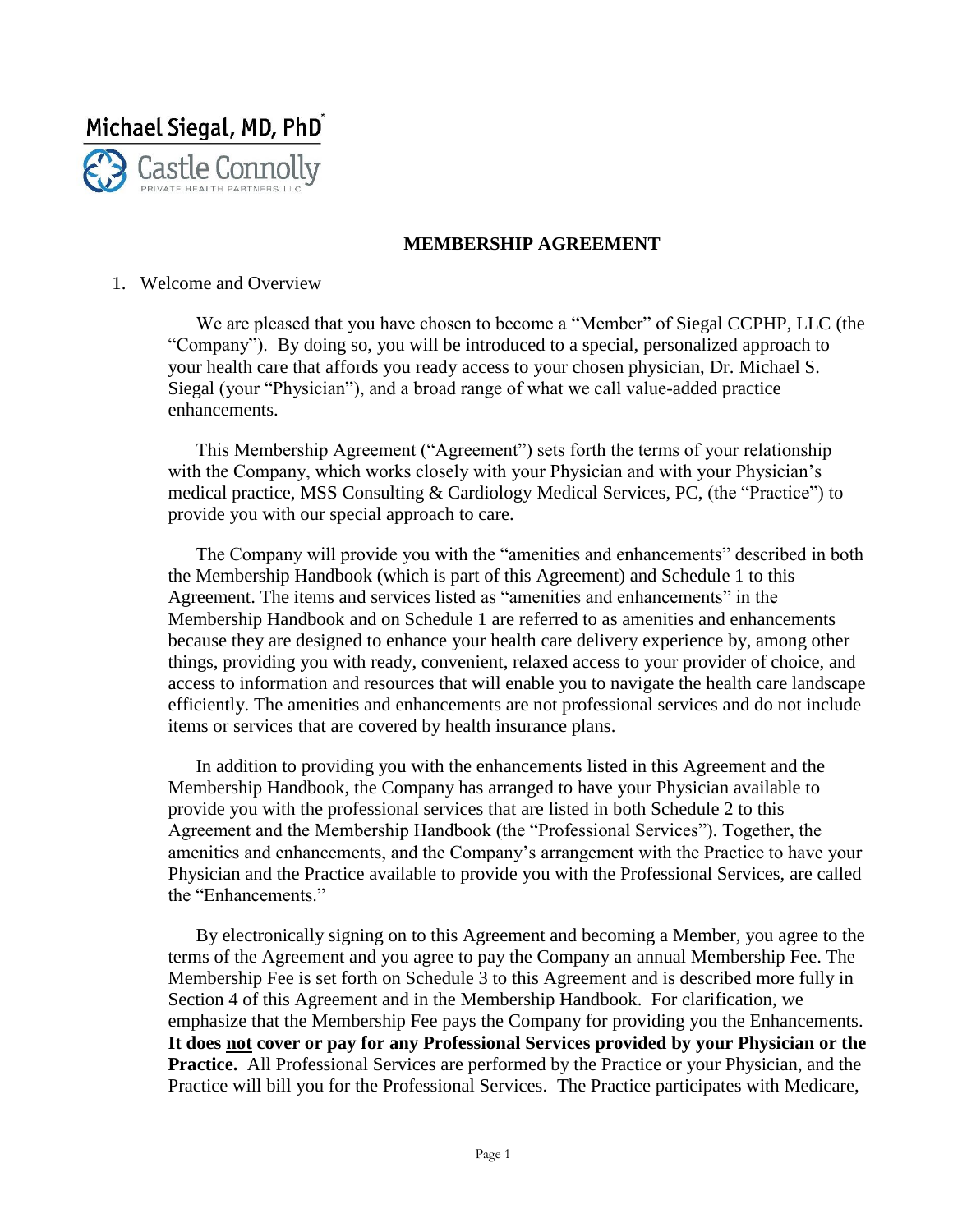Michael Siegal, MD, PhD*

Castle Connolly
PRIVATE HEALTH PARTNERS LLC

# MEMBERSHIP AGREEMENT

1. Welcome and Overview

We are pleased that you have chosen to become a "Member" of Siegal CCPHP, LLC (the "Company"). By doing so, you will be introduced to a special, personalized approach to your health care that affords you ready access to your chosen physician, Dr. Michael S. Siegal (your "Physician"), and a broad range of what we call value-added practice enhancements.

This Membership Agreement ("Agreement") sets forth the terms of your relationship with the Company, which works closely with your Physician and with your Physician's medical practice, MSS Consulting & Cardiology Medical Services, PC, (the "Practice") to provide you with our special approach to care.

The Company will provide you with the "amenities and enhancements" described in both the Membership Handbook (which is part of this Agreement) and Schedule 1 to this Agreement. The items and services listed as "amenities and enhancements" in the Membership Handbook and on Schedule 1 are referred to as amenities and enhancements because they are designed to enhance your health care delivery experience by, among other things, providing you with ready, convenient, relaxed access to your provider of choice, and access to information and resources that will enable you to navigate the health care landscape efficiently. The amenities and enhancements are not professional services and do not include items or services that are covered by health insurance plans.

In addition to providing you with the enhancements listed in this Agreement and the Membership Handbook, the Company has arranged to have your Physician available to provide you with the professional services that are listed in both Schedule 2 to this Agreement and the Membership Handbook (the "Professional Services"). Together, the amenities and enhancements, and the Company's arrangement with the Practice to have your Physician and the Practice available to provide you with the Professional Services, are called the "Enhancements."

By electronically signing on to this Agreement and becoming a Member, you agree to the terms of the Agreement and you agree to pay the Company an annual Membership Fee. The Membership Fee is set forth on Schedule 3 to this Agreement and is described more fully in Section 4 of this Agreement and in the Membership Handbook. For clarification, we emphasize that the Membership Fee pays the Company for providing you the Enhancements. **It does <u>not</u> cover or pay for any Professional Services provided by your Physician or the Practice.** All Professional Services are performed by the Practice or your Physician, and the Practice will bill you for the Professional Services. The Practice participates with Medicare,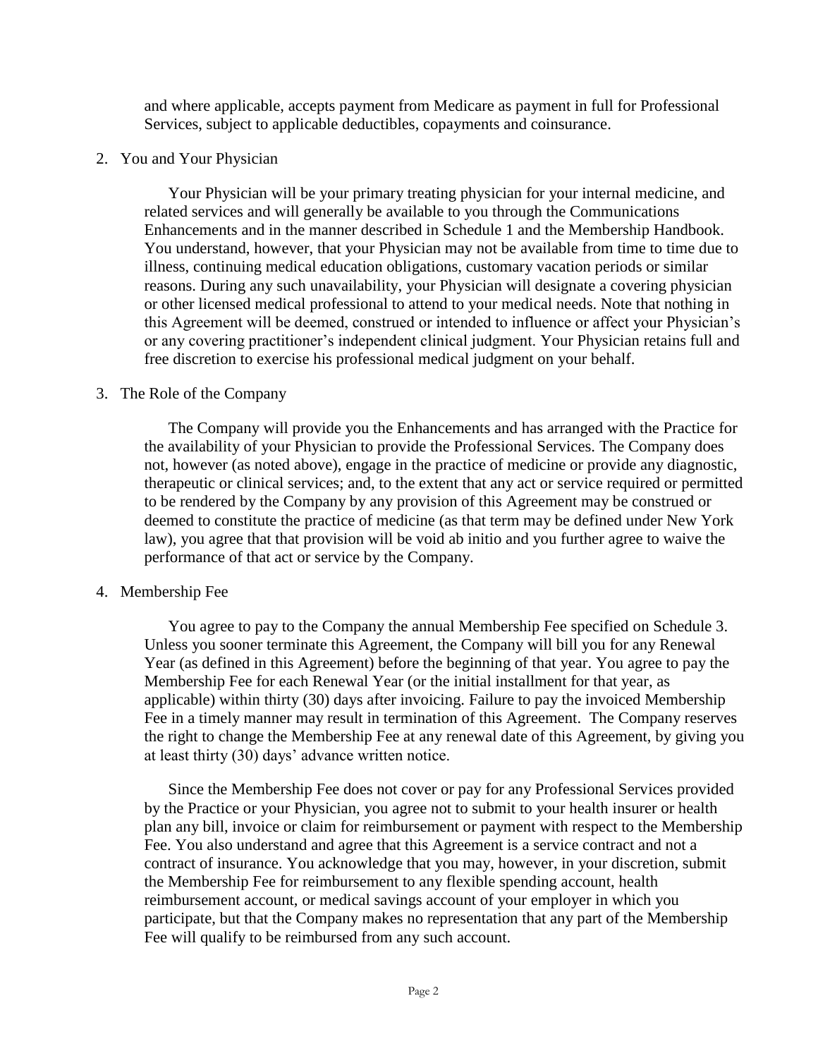and where applicable, accepts payment from Medicare as payment in full for Professional Services, subject to applicable deductibles, copayments and coinsurance.

2. You and Your Physician

Your Physician will be your primary treating physician for your internal medicine, and related services and will generally be available to you through the Communications Enhancements and in the manner described in Schedule 1 and the Membership Handbook. You understand, however, that your Physician may not be available from time to time due to illness, continuing medical education obligations, customary vacation periods or similar reasons. During any such unavailability, your Physician will designate a covering physician or other licensed medical professional to attend to your medical needs. Note that nothing in this Agreement will be deemed, construed or intended to influence or affect your Physician's or any covering practitioner's independent clinical judgment. Your Physician retains full and free discretion to exercise his professional medical judgment on your behalf.

3. The Role of the Company

The Company will provide you the Enhancements and has arranged with the Practice for the availability of your Physician to provide the Professional Services. The Company does not, however (as noted above), engage in the practice of medicine or provide any diagnostic, therapeutic or clinical services; and, to the extent that any act or service required or permitted to be rendered by the Company by any provision of this Agreement may be construed or deemed to constitute the practice of medicine (as that term may be defined under New York law), you agree that that provision will be void ab initio and you further agree to waive the performance of that act or service by the Company.

4. Membership Fee

You agree to pay to the Company the annual Membership Fee specified on Schedule 3. Unless you sooner terminate this Agreement, the Company will bill you for any Renewal Year (as defined in this Agreement) before the beginning of that year. You agree to pay the Membership Fee for each Renewal Year (or the initial installment for that year, as applicable) within thirty (30) days after invoicing. Failure to pay the invoiced Membership Fee in a timely manner may result in termination of this Agreement. The Company reserves the right to change the Membership Fee at any renewal date of this Agreement, by giving you at least thirty (30) days' advance written notice.

Since the Membership Fee does not cover or pay for any Professional Services provided by the Practice or your Physician, you agree not to submit to your health insurer or health plan any bill, invoice or claim for reimbursement or payment with respect to the Membership Fee. You also understand and agree that this Agreement is a service contract and not a contract of insurance. You acknowledge that you may, however, in your discretion, submit the Membership Fee for reimbursement to any flexible spending account, health reimbursement account, or medical savings account of your employer in which you participate, but that the Company makes no representation that any part of the Membership Fee will qualify to be reimbursed from any such account.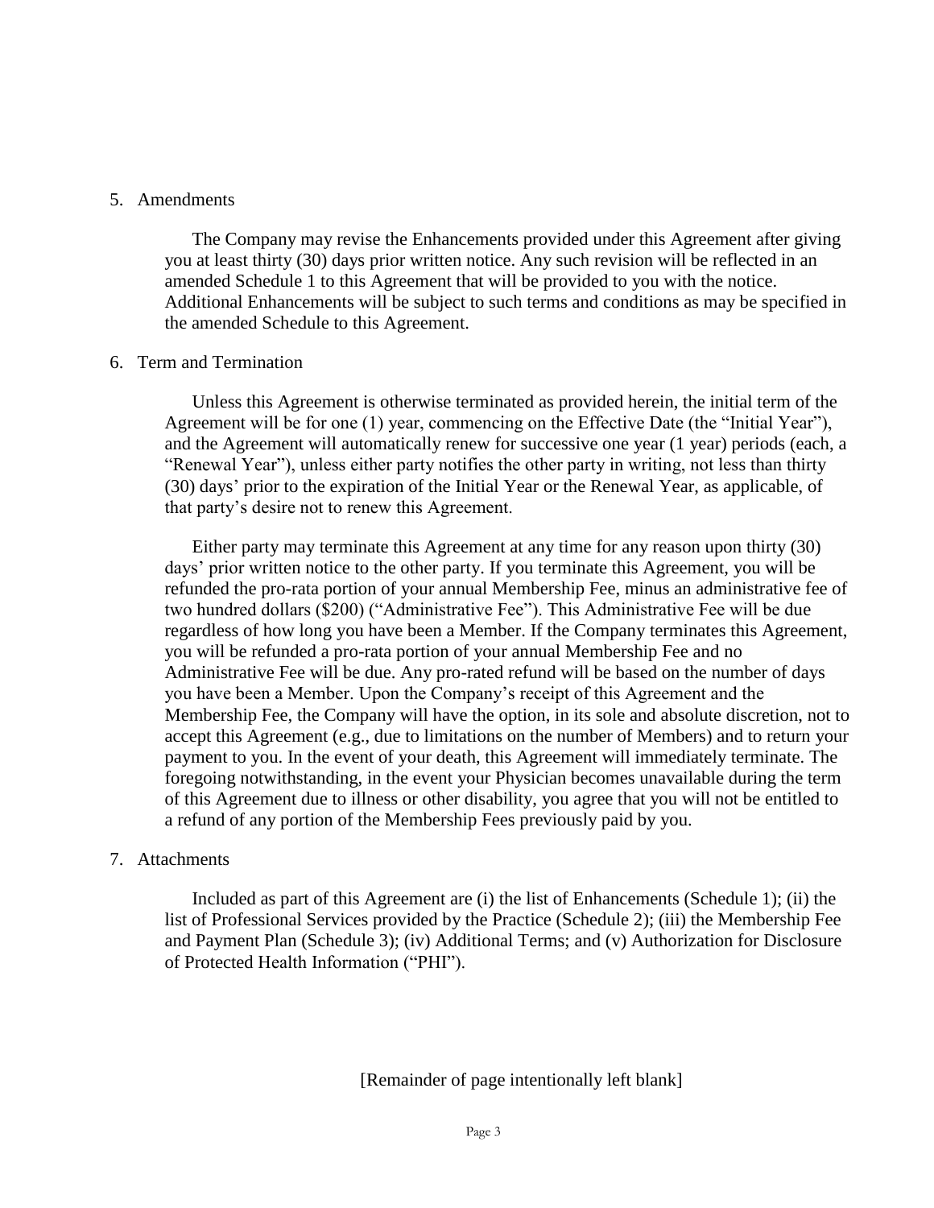5. Amendments

   The Company may revise the Enhancements provided under this Agreement after giving you at least thirty (30) days prior written notice. Any such revision will be reflected in an amended Schedule 1 to this Agreement that will be provided to you with the notice. Additional Enhancements will be subject to such terms and conditions as may be specified in the amended Schedule to this Agreement.

6. Term and Termination

   Unless this Agreement is otherwise terminated as provided herein, the initial term of the Agreement will be for one (1) year, commencing on the Effective Date (the "Initial Year"), and the Agreement will automatically renew for successive one year (1 year) periods (each, a "Renewal Year"), unless either party notifies the other party in writing, not less than thirty (30) days' prior to the expiration of the Initial Year or the Renewal Year, as applicable, of that party's desire not to renew this Agreement.

   Either party may terminate this Agreement at any time for any reason upon thirty (30) days' prior written notice to the other party. If you terminate this Agreement, you will be refunded the pro-rata portion of your annual Membership Fee, minus an administrative fee of two hundred dollars ($200) ("Administrative Fee"). This Administrative Fee will be due regardless of how long you have been a Member. If the Company terminates this Agreement, you will be refunded a pro-rata portion of your annual Membership Fee and no Administrative Fee will be due. Any pro-rated refund will be based on the number of days you have been a Member. Upon the Company's receipt of this Agreement and the Membership Fee, the Company will have the option, in its sole and absolute discretion, not to accept this Agreement (e.g., due to limitations on the number of Members) and to return your payment to you. In the event of your death, this Agreement will immediately terminate. The foregoing notwithstanding, in the event your Physician becomes unavailable during the term of this Agreement due to illness or other disability, you agree that you will not be entitled to a refund of any portion of the Membership Fees previously paid by you.

7. Attachments

   Included as part of this Agreement are (i) the list of Enhancements (Schedule 1); (ii) the list of Professional Services provided by the Practice (Schedule 2); (iii) the Membership Fee and Payment Plan (Schedule 3); (iv) Additional Terms; and (v) Authorization for Disclosure of Protected Health Information ("PHI").

[Remainder of page intentionally left blank]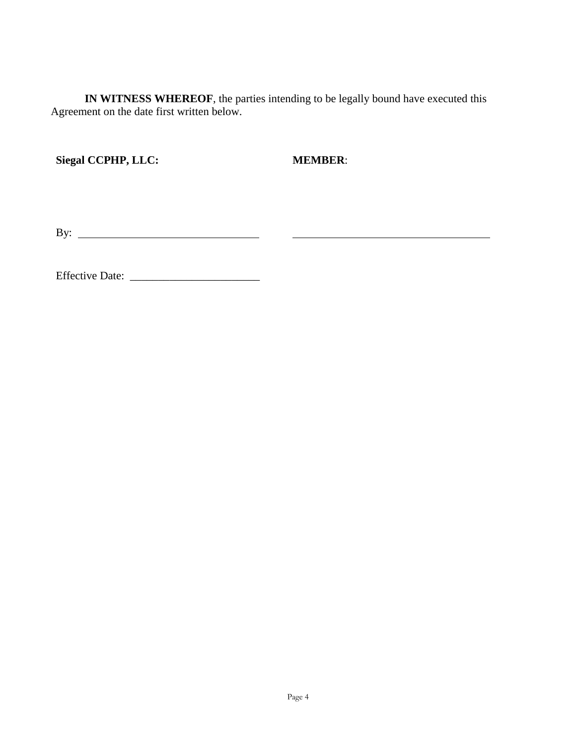**IN WITNESS WHEREOF**, the parties intending to be legally bound have executed this Agreement on the date first written below.

| **Siegal CCPHP, LLC:** | **MEMBER**: |
|---|---|
| By: ______________________________ | ______________________________ |
| Effective Date: ______________________ | |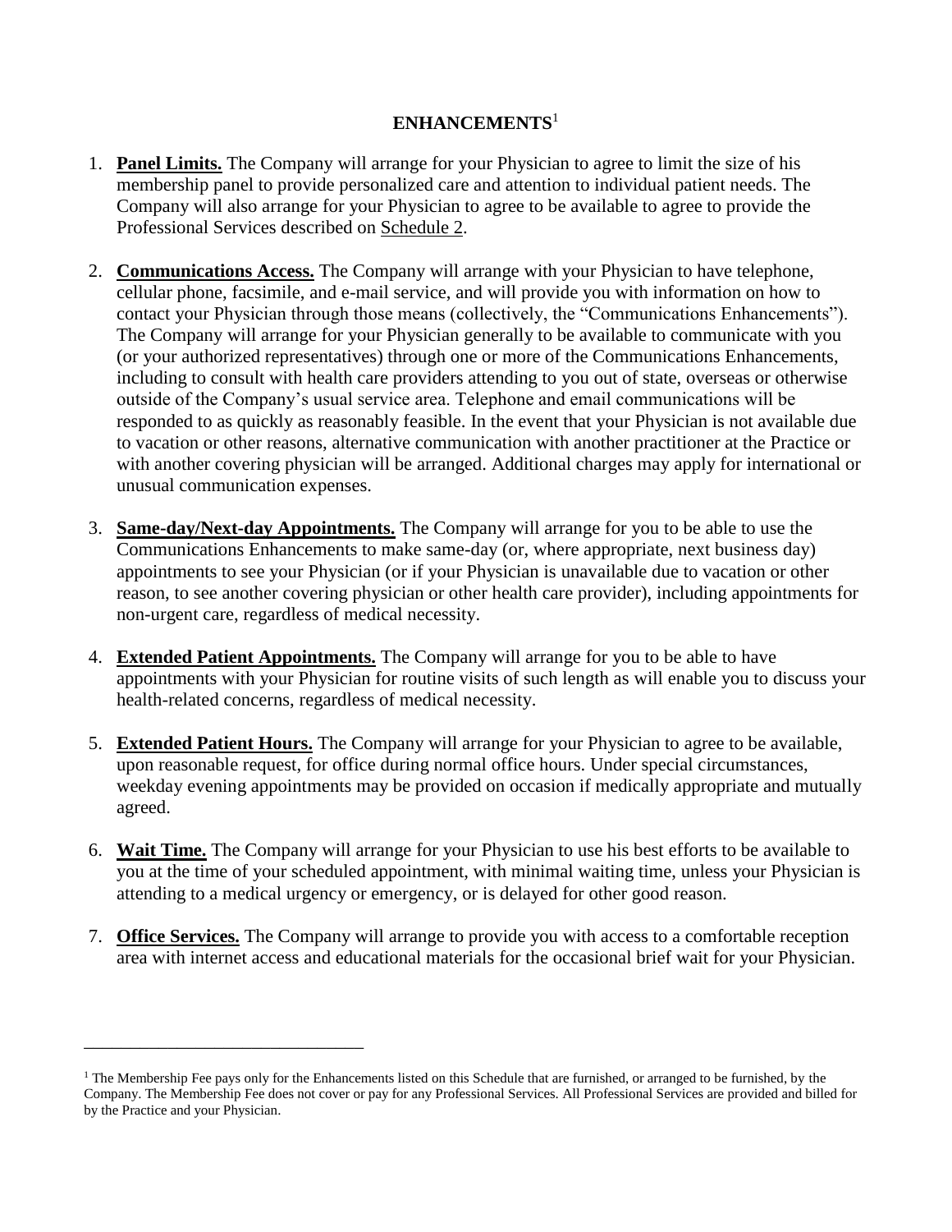# ENHANCEMENTS[1]

1. **Panel Limits.** The Company will arrange for your Physician to agree to limit the size of his membership panel to provide personalized care and attention to individual patient needs. The Company will also arrange for your Physician to agree to be available to agree to provide the Professional Services described on Schedule 2.

2. **Communications Access.** The Company will arrange with your Physician to have telephone, cellular phone, facsimile, and e-mail service, and will provide you with information on how to contact your Physician through those means (collectively, the "Communications Enhancements"). The Company will arrange for your Physician generally to be available to communicate with you (or your authorized representatives) through one or more of the Communications Enhancements, including to consult with health care providers attending to you out of state, overseas or otherwise outside of the Company's usual service area. Telephone and email communications will be responded to as quickly as reasonably feasible. In the event that your Physician is not available due to vacation or other reasons, alternative communication with another practitioner at the Practice or with another covering physician will be arranged. Additional charges may apply for international or unusual communication expenses.

3. **Same-day/Next-day Appointments.** The Company will arrange for you to be able to use the Communications Enhancements to make same-day (or, where appropriate, next business day) appointments to see your Physician (or if your Physician is unavailable due to vacation or other reason, to see another covering physician or other health care provider), including appointments for non-urgent care, regardless of medical necessity.

4. **Extended Patient Appointments.** The Company will arrange for you to be able to have appointments with your Physician for routine visits of such length as will enable you to discuss your health-related concerns, regardless of medical necessity.

5. **Extended Patient Hours.** The Company will arrange for your Physician to agree to be available, upon reasonable request, for office during normal office hours. Under special circumstances, weekday evening appointments may be provided on occasion if medically appropriate and mutually agreed.

6. **Wait Time.** The Company will arrange for your Physician to use his best efforts to be available to you at the time of your scheduled appointment, with minimal waiting time, unless your Physician is attending to a medical urgency or emergency, or is delayed for other good reason.

7. **Office Services.** The Company will arrange to provide you with access to a comfortable reception area with internet access and educational materials for the occasional brief wait for your Physician.

---

[1] The Membership Fee pays only for the Enhancements listed on this Schedule that are furnished, or arranged to be furnished, by the Company. The Membership Fee does not cover or pay for any Professional Services. All Professional Services are provided and billed for by the Practice and your Physician.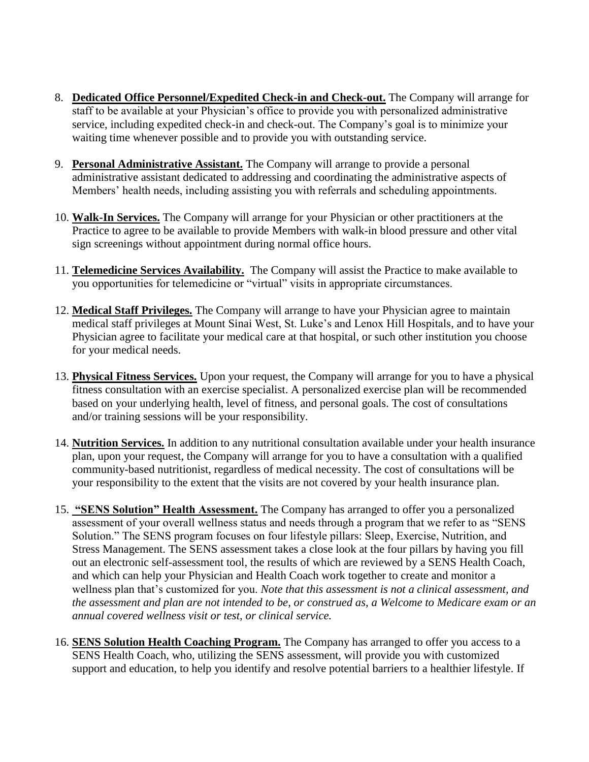8. **Dedicated Office Personnel/Expedited Check-in and Check-out.** The Company will arrange for staff to be available at your Physician's office to provide you with personalized administrative service, including expedited check-in and check-out. The Company's goal is to minimize your waiting time whenever possible and to provide you with outstanding service.

9. **Personal Administrative Assistant.** The Company will arrange to provide a personal administrative assistant dedicated to addressing and coordinating the administrative aspects of Members' health needs, including assisting you with referrals and scheduling appointments.

10. **Walk-In Services.** The Company will arrange for your Physician or other practitioners at the Practice to agree to be available to provide Members with walk-in blood pressure and other vital sign screenings without appointment during normal office hours.

11. **Telemedicine Services Availability.** The Company will assist the Practice to make available to you opportunities for telemedicine or "virtual" visits in appropriate circumstances.

12. **Medical Staff Privileges.** The Company will arrange to have your Physician agree to maintain medical staff privileges at Mount Sinai West, St. Luke's and Lenox Hill Hospitals, and to have your Physician agree to facilitate your medical care at that hospital, or such other institution you choose for your medical needs.

13. **Physical Fitness Services.** Upon your request, the Company will arrange for you to have a physical fitness consultation with an exercise specialist. A personalized exercise plan will be recommended based on your underlying health, level of fitness, and personal goals. The cost of consultations and/or training sessions will be your responsibility.

14. **Nutrition Services.** In addition to any nutritional consultation available under your health insurance plan, upon your request, the Company will arrange for you to have a consultation with a qualified community-based nutritionist, regardless of medical necessity. The cost of consultations will be your responsibility to the extent that the visits are not covered by your health insurance plan.

15. **"SENS Solution" Health Assessment.** The Company has arranged to offer you a personalized assessment of your overall wellness status and needs through a program that we refer to as "SENS Solution." The SENS program focuses on four lifestyle pillars: Sleep, Exercise, Nutrition, and Stress Management. The SENS assessment takes a close look at the four pillars by having you fill out an electronic self-assessment tool, the results of which are reviewed by a SENS Health Coach, and which can help your Physician and Health Coach work together to create and monitor a wellness plan that's customized for you. *Note that this assessment is not a clinical assessment, and the assessment and plan are not intended to be, or construed as, a Welcome to Medicare exam or an annual covered wellness visit or test, or clinical service.*

16. **SENS Solution Health Coaching Program.** The Company has arranged to offer you access to a SENS Health Coach, who, utilizing the SENS assessment, will provide you with customized support and education, to help you identify and resolve potential barriers to a healthier lifestyle. If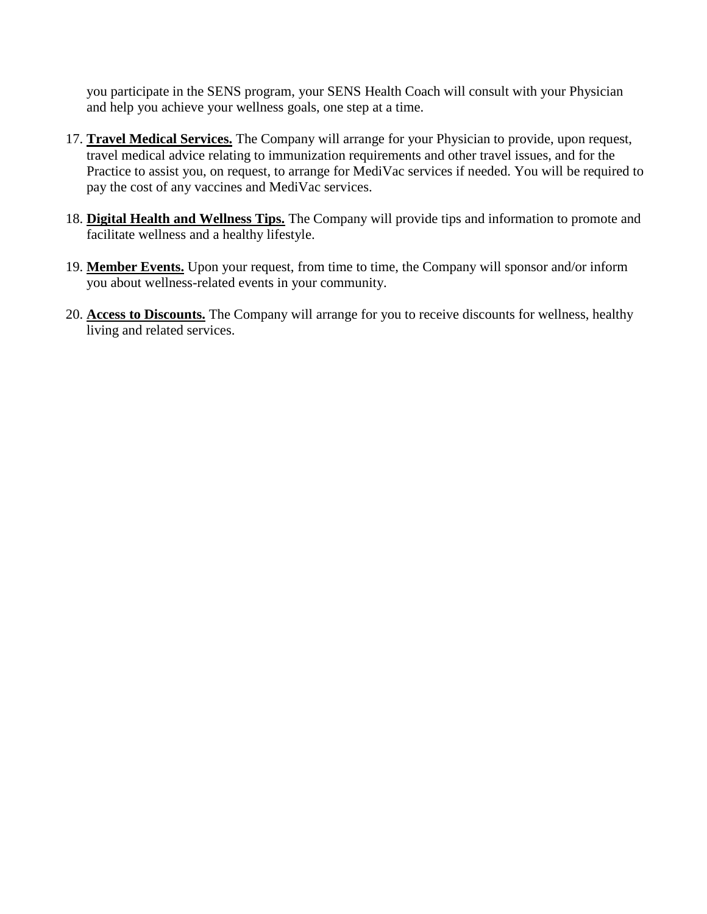you participate in the SENS program, your SENS Health Coach will consult with your Physician and help you achieve your wellness goals, one step at a time.

17. **Travel Medical Services.** The Company will arrange for your Physician to provide, upon request, travel medical advice relating to immunization requirements and other travel issues, and for the Practice to assist you, on request, to arrange for MediVac services if needed. You will be required to pay the cost of any vaccines and MediVac services.

18. **Digital Health and Wellness Tips.** The Company will provide tips and information to promote and facilitate wellness and a healthy lifestyle.

19. **Member Events.** Upon your request, from time to time, the Company will sponsor and/or inform you about wellness-related events in your community.

20. **Access to Discounts.** The Company will arrange for you to receive discounts for wellness, healthy living and related services.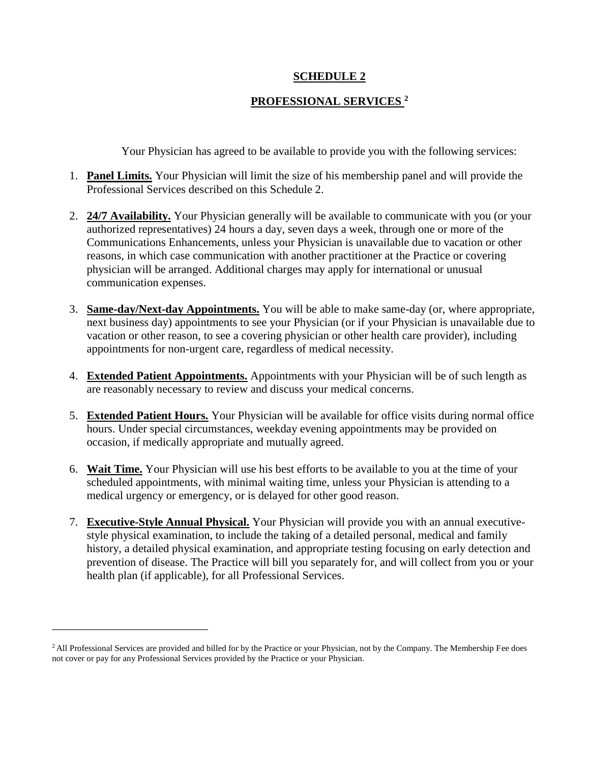## SCHEDULE 2

## PROFESSIONAL SERVICES [2]

Your Physician has agreed to be available to provide you with the following services:

1. **Panel Limits.** Your Physician will limit the size of his membership panel and will provide the Professional Services described on this Schedule 2.
2. **24/7 Availability.** Your Physician generally will be available to communicate with you (or your authorized representatives) 24 hours a day, seven days a week, through one or more of the Communications Enhancements, unless your Physician is unavailable due to vacation or other reasons, in which case communication with another practitioner at the Practice or covering physician will be arranged. Additional charges may apply for international or unusual communication expenses.
3. **Same-day/Next-day Appointments.** You will be able to make same-day (or, where appropriate, next business day) appointments to see your Physician (or if your Physician is unavailable due to vacation or other reason, to see a covering physician or other health care provider), including appointments for non-urgent care, regardless of medical necessity.
4. **Extended Patient Appointments.** Appointments with your Physician will be of such length as are reasonably necessary to review and discuss your medical concerns.
5. **Extended Patient Hours.** Your Physician will be available for office visits during normal office hours. Under special circumstances, weekday evening appointments may be provided on occasion, if medically appropriate and mutually agreed.
6. **Wait Time.** Your Physician will use his best efforts to be available to you at the time of your scheduled appointments, with minimal waiting time, unless your Physician is attending to a medical urgency or emergency, or is delayed for other good reason.
7. **Executive-Style Annual Physical.** Your Physician will provide you with an annual executive-style physical examination, to include the taking of a detailed personal, medical and family history, a detailed physical examination, and appropriate testing focusing on early detection and prevention of disease. The Practice will bill you separately for, and will collect from you or your health plan (if applicable), for all Professional Services.

---

[2] All Professional Services are provided and billed for by the Practice or your Physician, not by the Company. The Membership Fee does not cover or pay for any Professional Services provided by the Practice or your Physician.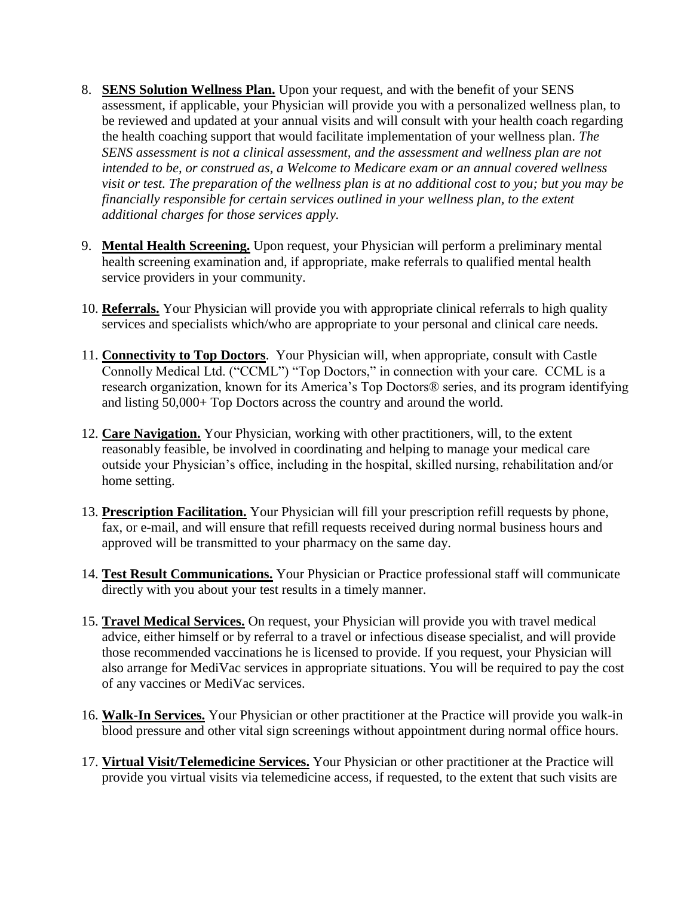8. **SENS Solution Wellness Plan.** Upon your request, and with the benefit of your SENS assessment, if applicable, your Physician will provide you with a personalized wellness plan, to be reviewed and updated at your annual visits and will consult with your health coach regarding the health coaching support that would facilitate implementation of your wellness plan. *The SENS assessment is not a clinical assessment, and the assessment and wellness plan are not intended to be, or construed as, a Welcome to Medicare exam or an annual covered wellness visit or test. The preparation of the wellness plan is at no additional cost to you; but you may be financially responsible for certain services outlined in your wellness plan, to the extent additional charges for those services apply.*

9. **Mental Health Screening.** Upon request, your Physician will perform a preliminary mental health screening examination and, if appropriate, make referrals to qualified mental health service providers in your community.

10. **Referrals.** Your Physician will provide you with appropriate clinical referrals to high quality services and specialists which/who are appropriate to your personal and clinical care needs.

11. **Connectivity to Top Doctors**. Your Physician will, when appropriate, consult with Castle Connolly Medical Ltd. ("CCML") "Top Doctors," in connection with your care. CCML is a research organization, known for its America's Top Doctors® series, and its program identifying and listing 50,000+ Top Doctors across the country and around the world.

12. **Care Navigation.** Your Physician, working with other practitioners, will, to the extent reasonably feasible, be involved in coordinating and helping to manage your medical care outside your Physician's office, including in the hospital, skilled nursing, rehabilitation and/or home setting.

13. **Prescription Facilitation.** Your Physician will fill your prescription refill requests by phone, fax, or e-mail, and will ensure that refill requests received during normal business hours and approved will be transmitted to your pharmacy on the same day.

14. **Test Result Communications.** Your Physician or Practice professional staff will communicate directly with you about your test results in a timely manner.

15. **Travel Medical Services.** On request, your Physician will provide you with travel medical advice, either himself or by referral to a travel or infectious disease specialist, and will provide those recommended vaccinations he is licensed to provide. If you request, your Physician will also arrange for MediVac services in appropriate situations. You will be required to pay the cost of any vaccines or MediVac services.

16. **Walk-In Services.** Your Physician or other practitioner at the Practice will provide you walk-in blood pressure and other vital sign screenings without appointment during normal office hours.

17. **Virtual Visit/Telemedicine Services.** Your Physician or other practitioner at the Practice will provide you virtual visits via telemedicine access, if requested, to the extent that such visits are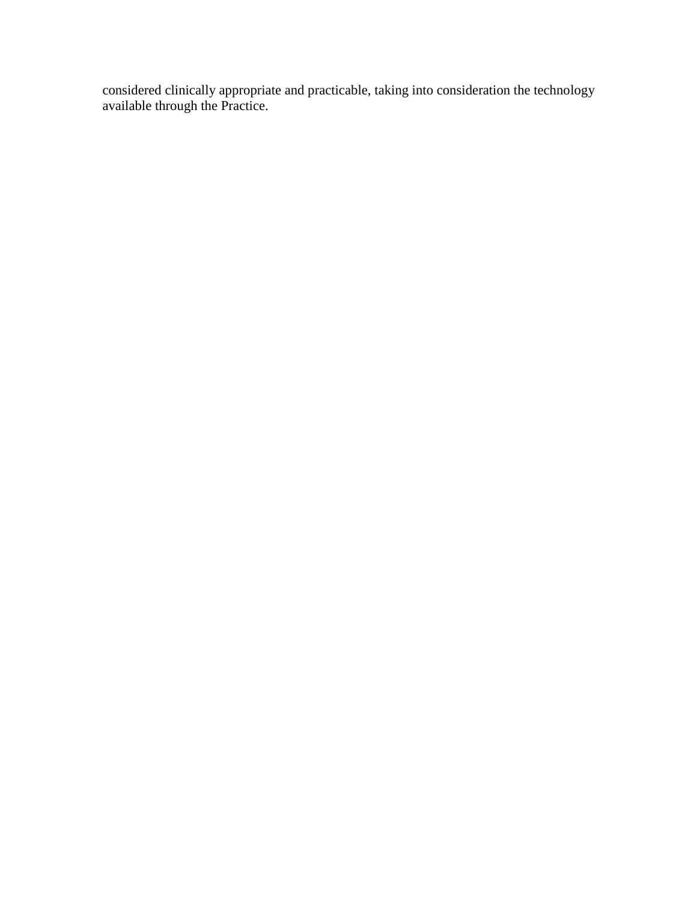considered clinically appropriate and practicable, taking into consideration the technology available through the Practice.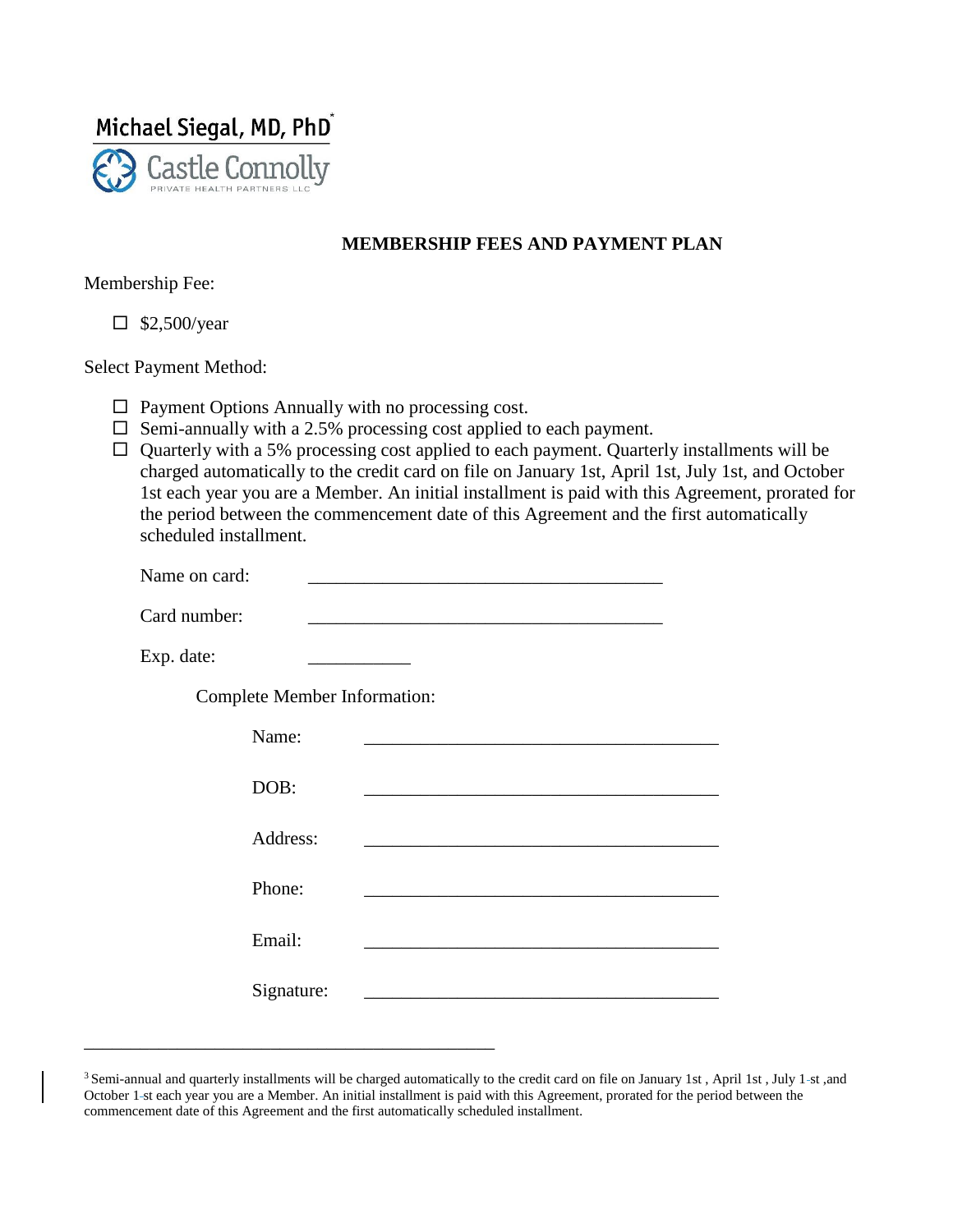Michael Siegal, MD, PhD*

Castle Connolly
PRIVATE HEALTH PARTNERS LLC

**MEMBERSHIP FEES AND PAYMENT PLAN**

Membership Fee:

- ☐ $2,500/year

Select Payment Method:

- ☐ Payment Options Annually with no processing cost.
- ☐ Semi-annually with a 2.5% processing cost applied to each payment.
- ☐ Quarterly with a 5% processing cost applied to each payment. Quarterly installments will be charged automatically to the credit card on file on January 1st, April 1st, July 1st, and October 1st each year you are a Member. An initial installment is paid with this Agreement, prorated for the period between the commencement date of this Agreement and the first automatically scheduled installment.

Name on card: ______________________________________

Card number: ______________________________________

Exp. date: ___________

Complete Member Information:

Name: ______________________________________

DOB: ______________________________________

Address: ______________________________________

Phone: ______________________________________

Email: ______________________________________

Signature: ______________________________________

---

[3] Semi-annual and quarterly installments will be charged automatically to the credit card on file on January 1st , April 1st , July 1st ,and October 1st each year you are a Member. An initial installment is paid with this Agreement, prorated for the period between the commencement date of this Agreement and the first automatically scheduled installment.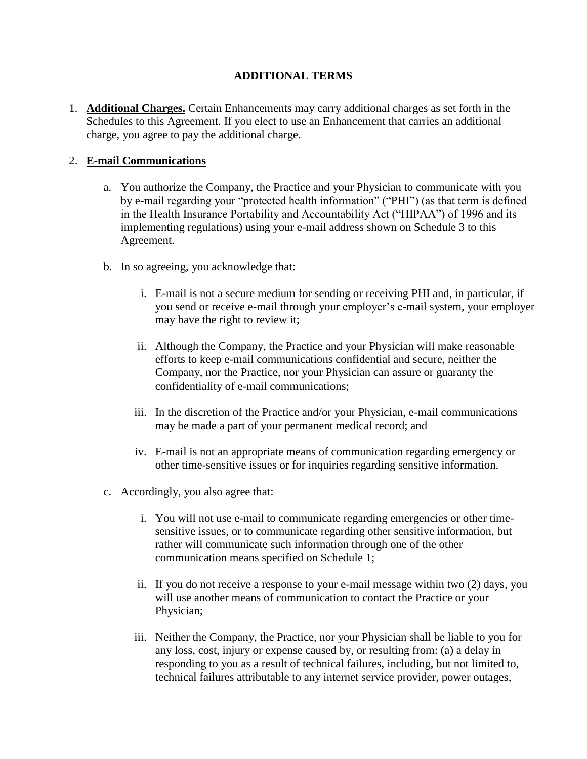## ADDITIONAL TERMS

1. **Additional Charges.** Certain Enhancements may carry additional charges as set forth in the Schedules to this Agreement. If you elect to use an Enhancement that carries an additional charge, you agree to pay the additional charge.

2. **E-mail Communications**

   a. You authorize the Company, the Practice and your Physician to communicate with you by e-mail regarding your "protected health information" ("PHI") (as that term is defined in the Health Insurance Portability and Accountability Act ("HIPAA") of 1996 and its implementing regulations) using your e-mail address shown on Schedule 3 to this Agreement.

   b. In so agreeing, you acknowledge that:

      i. E-mail is not a secure medium for sending or receiving PHI and, in particular, if you send or receive e-mail through your employer's e-mail system, your employer may have the right to review it;

      ii. Although the Company, the Practice and your Physician will make reasonable efforts to keep e-mail communications confidential and secure, neither the Company, nor the Practice, nor your Physician can assure or guaranty the confidentiality of e-mail communications;

      iii. In the discretion of the Practice and/or your Physician, e-mail communications may be made a part of your permanent medical record; and

      iv. E-mail is not an appropriate means of communication regarding emergency or other time-sensitive issues or for inquiries regarding sensitive information.

   c. Accordingly, you also agree that:

      i. You will not use e-mail to communicate regarding emergencies or other time-sensitive issues, or to communicate regarding other sensitive information, but rather will communicate such information through one of the other communication means specified on Schedule 1;

      ii. If you do not receive a response to your e-mail message within two (2) days, you will use another means of communication to contact the Practice or your Physician;

      iii. Neither the Company, the Practice, nor your Physician shall be liable to you for any loss, cost, injury or expense caused by, or resulting from: (a) a delay in responding to you as a result of technical failures, including, but not limited to, technical failures attributable to any internet service provider, power outages,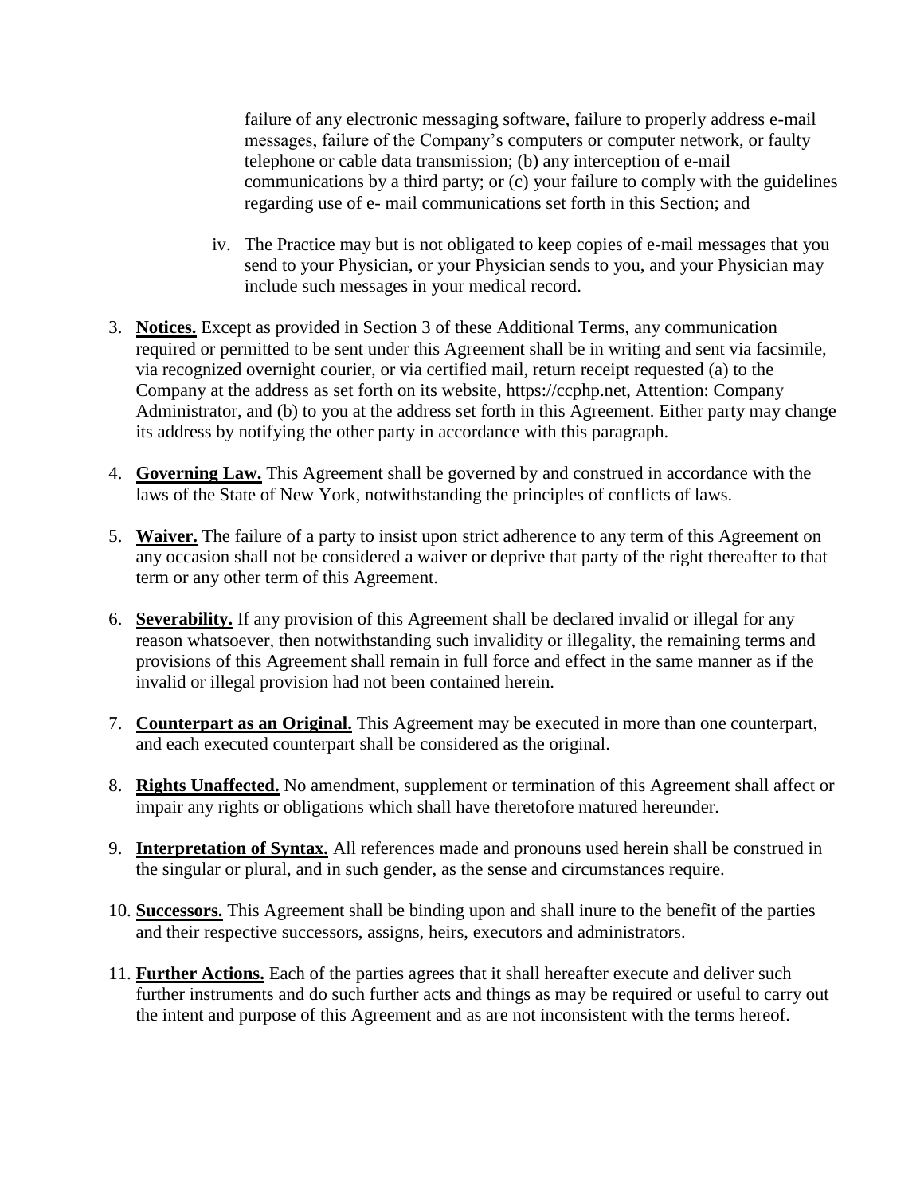failure of any electronic messaging software, failure to properly address e-mail messages, failure of the Company's computers or computer network, or faulty telephone or cable data transmission; (b) any interception of e-mail communications by a third party; or (c) your failure to comply with the guidelines regarding use of e- mail communications set forth in this Section; and

iv. The Practice may but is not obligated to keep copies of e-mail messages that you send to your Physician, or your Physician sends to you, and your Physician may include such messages in your medical record.

3. **Notices.** Except as provided in Section 3 of these Additional Terms, any communication required or permitted to be sent under this Agreement shall be in writing and sent via facsimile, via recognized overnight courier, or via certified mail, return receipt requested (a) to the Company at the address as set forth on its website, https://ccphp.net, Attention: Company Administrator, and (b) to you at the address set forth in this Agreement. Either party may change its address by notifying the other party in accordance with this paragraph.

4. **Governing Law.** This Agreement shall be governed by and construed in accordance with the laws of the State of New York, notwithstanding the principles of conflicts of laws.

5. **Waiver.** The failure of a party to insist upon strict adherence to any term of this Agreement on any occasion shall not be considered a waiver or deprive that party of the right thereafter to that term or any other term of this Agreement.

6. **Severability.** If any provision of this Agreement shall be declared invalid or illegal for any reason whatsoever, then notwithstanding such invalidity or illegality, the remaining terms and provisions of this Agreement shall remain in full force and effect in the same manner as if the invalid or illegal provision had not been contained herein.

7. **Counterpart as an Original.** This Agreement may be executed in more than one counterpart, and each executed counterpart shall be considered as the original.

8. **Rights Unaffected.** No amendment, supplement or termination of this Agreement shall affect or impair any rights or obligations which shall have theretofore matured hereunder.

9. **Interpretation of Syntax.** All references made and pronouns used herein shall be construed in the singular or plural, and in such gender, as the sense and circumstances require.

10. **Successors.** This Agreement shall be binding upon and shall inure to the benefit of the parties and their respective successors, assigns, heirs, executors and administrators.

11. **Further Actions.** Each of the parties agrees that it shall hereafter execute and deliver such further instruments and do such further acts and things as may be required or useful to carry out the intent and purpose of this Agreement and as are not inconsistent with the terms hereof.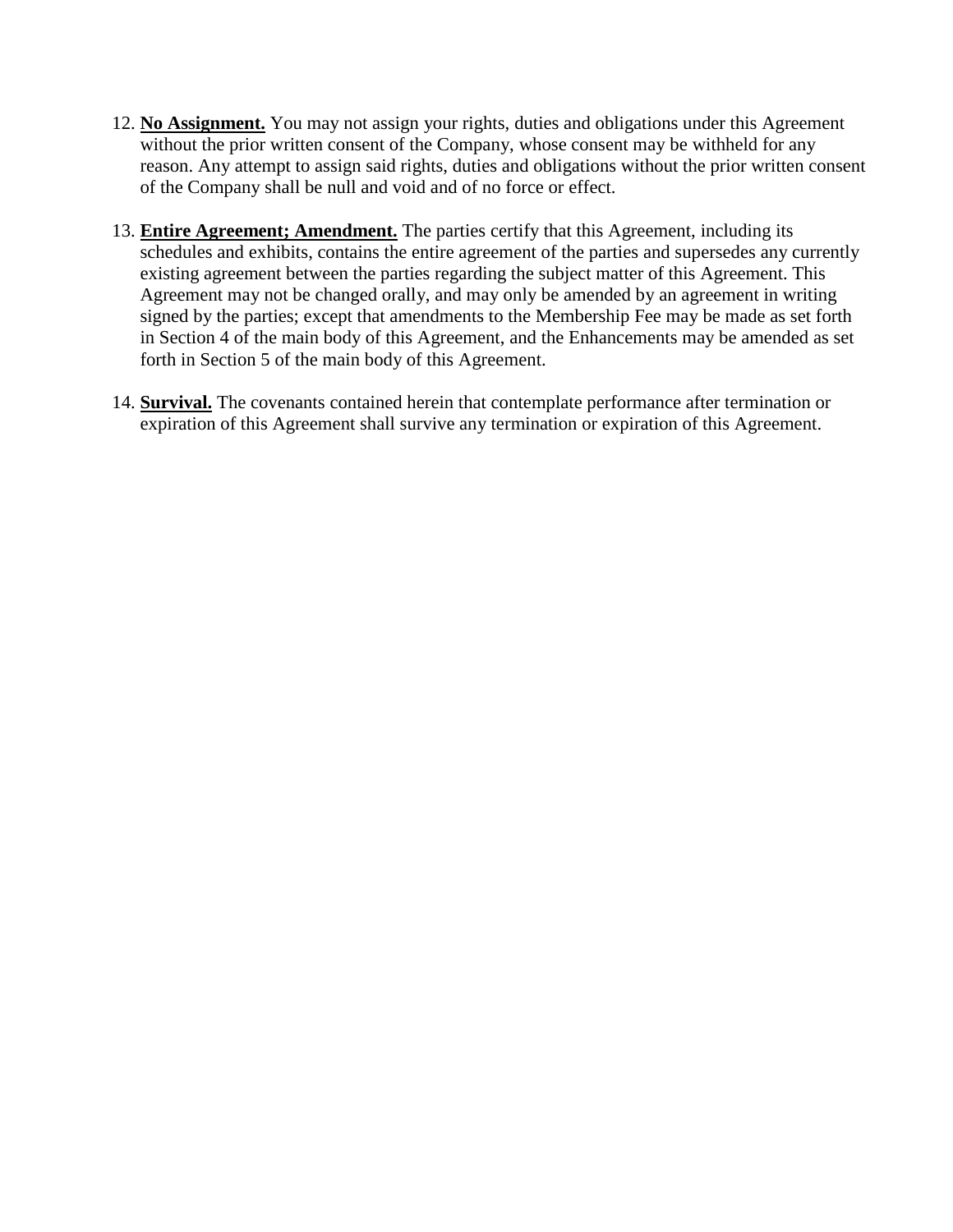12. **No Assignment.** You may not assign your rights, duties and obligations under this Agreement without the prior written consent of the Company, whose consent may be withheld for any reason. Any attempt to assign said rights, duties and obligations without the prior written consent of the Company shall be null and void and of no force or effect.

13. **Entire Agreement; Amendment.** The parties certify that this Agreement, including its schedules and exhibits, contains the entire agreement of the parties and supersedes any currently existing agreement between the parties regarding the subject matter of this Agreement. This Agreement may not be changed orally, and may only be amended by an agreement in writing signed by the parties; except that amendments to the Membership Fee may be made as set forth in Section 4 of the main body of this Agreement, and the Enhancements may be amended as set forth in Section 5 of the main body of this Agreement.

14. **Survival.** The covenants contained herein that contemplate performance after termination or expiration of this Agreement shall survive any termination or expiration of this Agreement.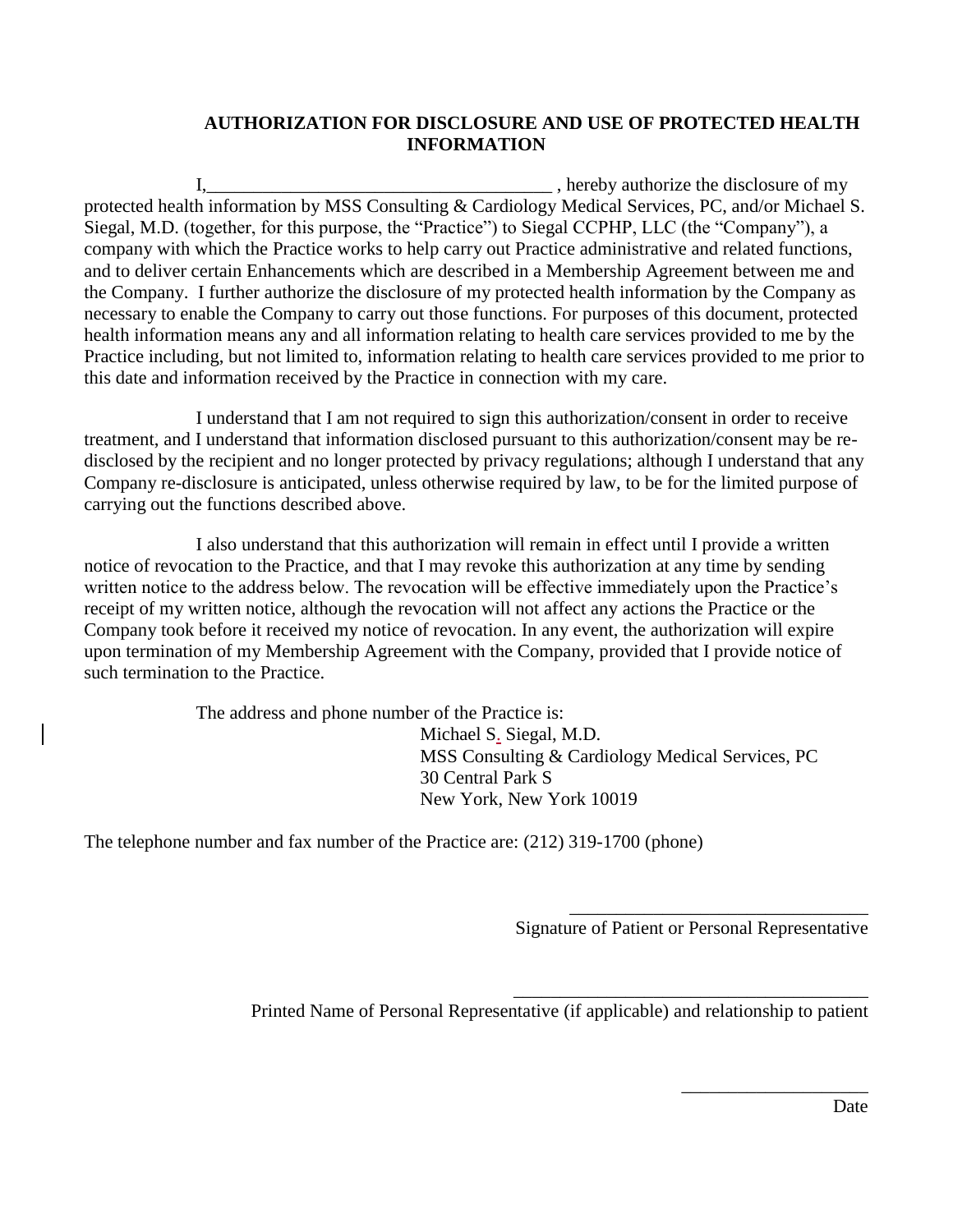## AUTHORIZATION FOR DISCLOSURE AND USE OF PROTECTED HEALTH INFORMATION

I,____________________________________ , hereby authorize the disclosure of my protected health information by MSS Consulting & Cardiology Medical Services, PC, and/or Michael S. Siegal, M.D. (together, for this purpose, the "Practice") to Siegal CCPHP, LLC (the "Company"), a company with which the Practice works to help carry out Practice administrative and related functions, and to deliver certain Enhancements which are described in a Membership Agreement between me and the Company. I further authorize the disclosure of my protected health information by the Company as necessary to enable the Company to carry out those functions. For purposes of this document, protected health information means any and all information relating to health care services provided to me by the Practice including, but not limited to, information relating to health care services provided to me prior to this date and information received by the Practice in connection with my care.

I understand that I am not required to sign this authorization/consent in order to receive treatment, and I understand that information disclosed pursuant to this authorization/consent may be re-disclosed by the recipient and no longer protected by privacy regulations; although I understand that any Company re-disclosure is anticipated, unless otherwise required by law, to be for the limited purpose of carrying out the functions described above.

I also understand that this authorization will remain in effect until I provide a written notice of revocation to the Practice, and that I may revoke this authorization at any time by sending written notice to the address below. The revocation will be effective immediately upon the Practice's receipt of my written notice, although the revocation will not affect any actions the Practice or the Company took before it received my notice of revocation. In any event, the authorization will expire upon termination of my Membership Agreement with the Company, provided that I provide notice of such termination to the Practice.

The address and phone number of the Practice is:

Michael S. Siegal, M.D.
MSS Consulting & Cardiology Medical Services, PC
30 Central Park S
New York, New York 10019

The telephone number and fax number of the Practice are: (212) 319-1700 (phone)

________________________________
Signature of Patient or Personal Representative

______________________________________
Printed Name of Personal Representative (if applicable) and relationship to patient

____________________
Date